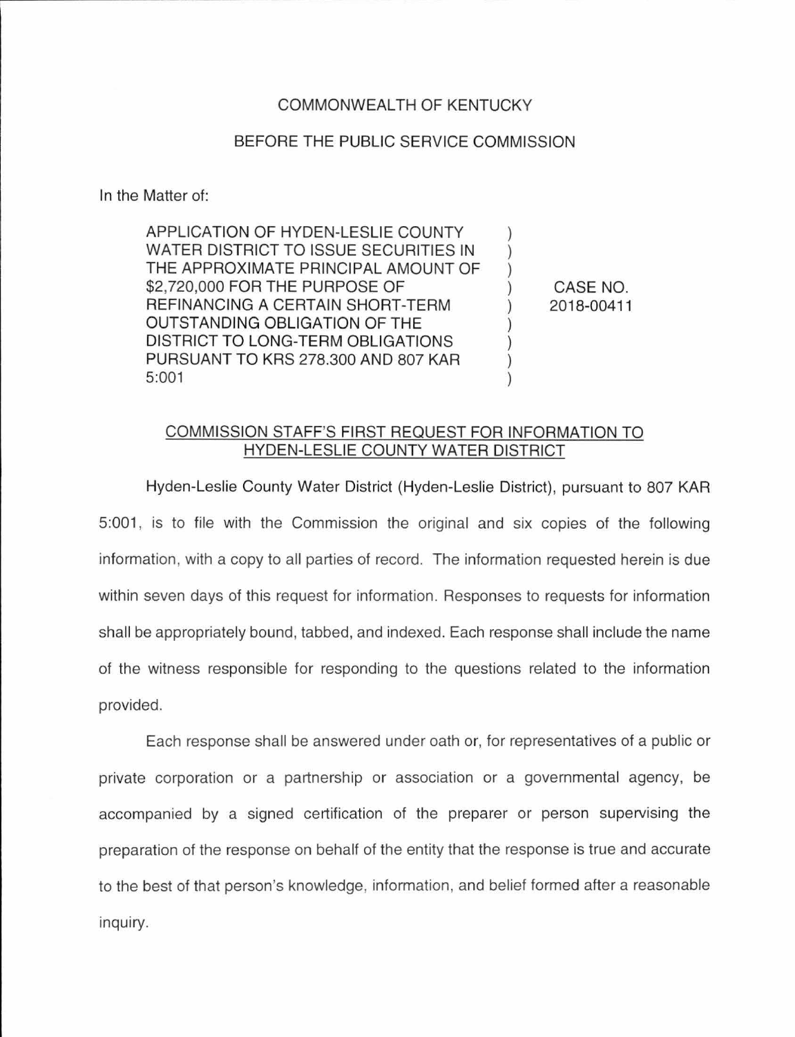COMMONWEALTH OF KENTUCKY

BEFORE THE PUBLIC SERVICE COMMISSION

In the Matter of:

| | | |
|---|---|---|
| APPLICATION OF HYDEN-LESLIE COUNTY WATER DISTRICT TO ISSUE SECURITIES IN THE APPROXIMATE PRINCIPAL AMOUNT OF $2,720,000 FOR THE PURPOSE OF REFINANCING A CERTAIN SHORT-TERM OUTSTANDING OBLIGATION OF THE DISTRICT TO LONG-TERM OBLIGATIONS PURSUANT TO KRS 278.300 AND 807 KAR 5:001 | ) ) ) ) ) ) ) ) ) | CASE NO. 2018-00411 |

COMMISSION STAFF'S FIRST REQUEST FOR INFORMATION TO HYDEN-LESLIE COUNTY WATER DISTRICT

Hyden-Leslie County Water District (Hyden-Leslie District), pursuant to 807 KAR 5:001, is to file with the Commission the original and six copies of the following information, with a copy to all parties of record. The information requested herein is due within seven days of this request for information. Responses to requests for information shall be appropriately bound, tabbed, and indexed. Each response shall include the name of the witness responsible for responding to the questions related to the information provided.

Each response shall be answered under oath or, for representatives of a public or private corporation or a partnership or association or a governmental agency, be accompanied by a signed certification of the preparer or person supervising the preparation of the response on behalf of the entity that the response is true and accurate to the best of that person's knowledge, information, and belief formed after a reasonable inquiry.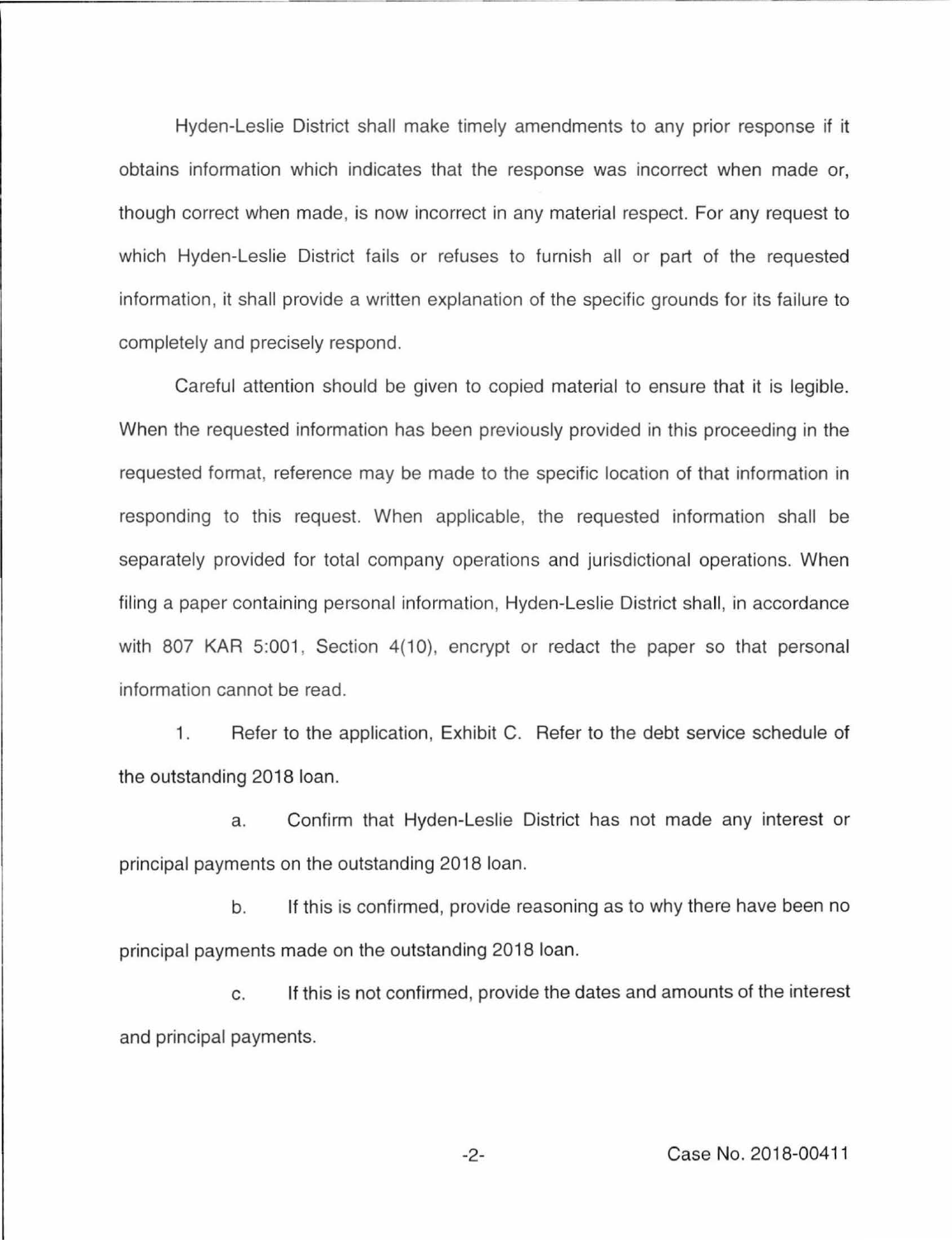Hyden-Leslie District shall make timely amendments to any prior response if it obtains information which indicates that the response was incorrect when made or, though correct when made, is now incorrect in any material respect. For any request to which Hyden-Leslie District fails or refuses to furnish all or part of the requested information, it shall provide a written explanation of the specific grounds for its failure to completely and precisely respond.

Careful attention should be given to copied material to ensure that it is legible. When the requested information has been previously provided in this proceeding in the requested format, reference may be made to the specific location of that information in responding to this request. When applicable, the requested information shall be separately provided for total company operations and jurisdictional operations. When filing a paper containing personal information, Hyden-Leslie District shall, in accordance with 807 KAR 5:001, Section 4(10), encrypt or redact the paper so that personal information cannot be read.

1. Refer to the application, Exhibit C. Refer to the debt service schedule of the outstanding 2018 loan.

   a. Confirm that Hyden-Leslie District has not made any interest or principal payments on the outstanding 2018 loan.

   b. If this is confirmed, provide reasoning as to why there have been no principal payments made on the outstanding 2018 loan.

   c. If this is not confirmed, provide the dates and amounts of the interest and principal payments.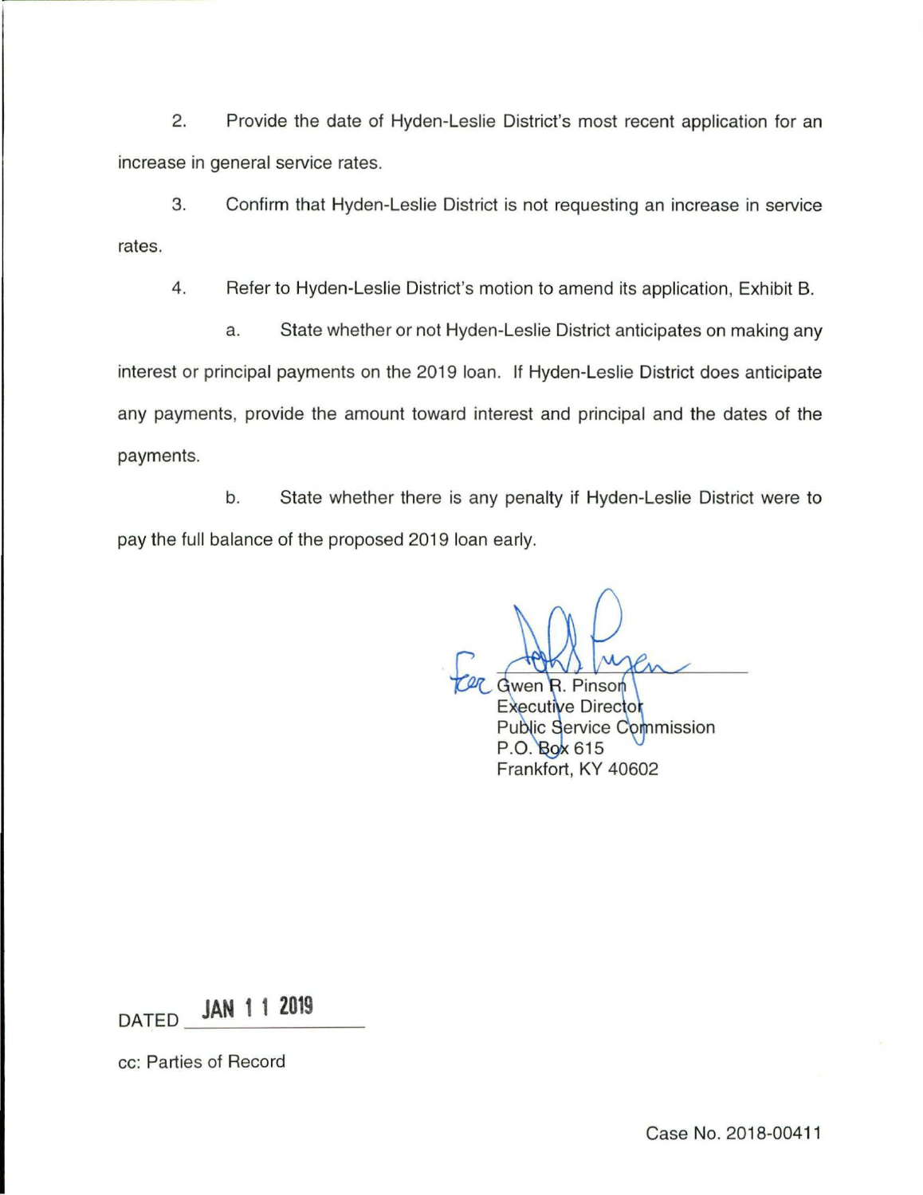2. Provide the date of Hyden-Leslie District's most recent application for an increase in general service rates.

3. Confirm that Hyden-Leslie District is not requesting an increase in service rates.

4. Refer to Hyden-Leslie District's motion to amend its application, Exhibit B.

   a. State whether or not Hyden-Leslie District anticipates on making any interest or principal payments on the 2019 loan. If Hyden-Leslie District does anticipate any payments, provide the amount toward interest and principal and the dates of the payments.

   b. State whether there is any penalty if Hyden-Leslie District were to pay the full balance of the proposed 2019 loan early.

for Gwen R. Pinson
Executive Director
Public Service Commission
P.O. Box 615
Frankfort, KY 40602

DATED JAN 11 2019

cc: Parties of Record

Case No. 2018-00411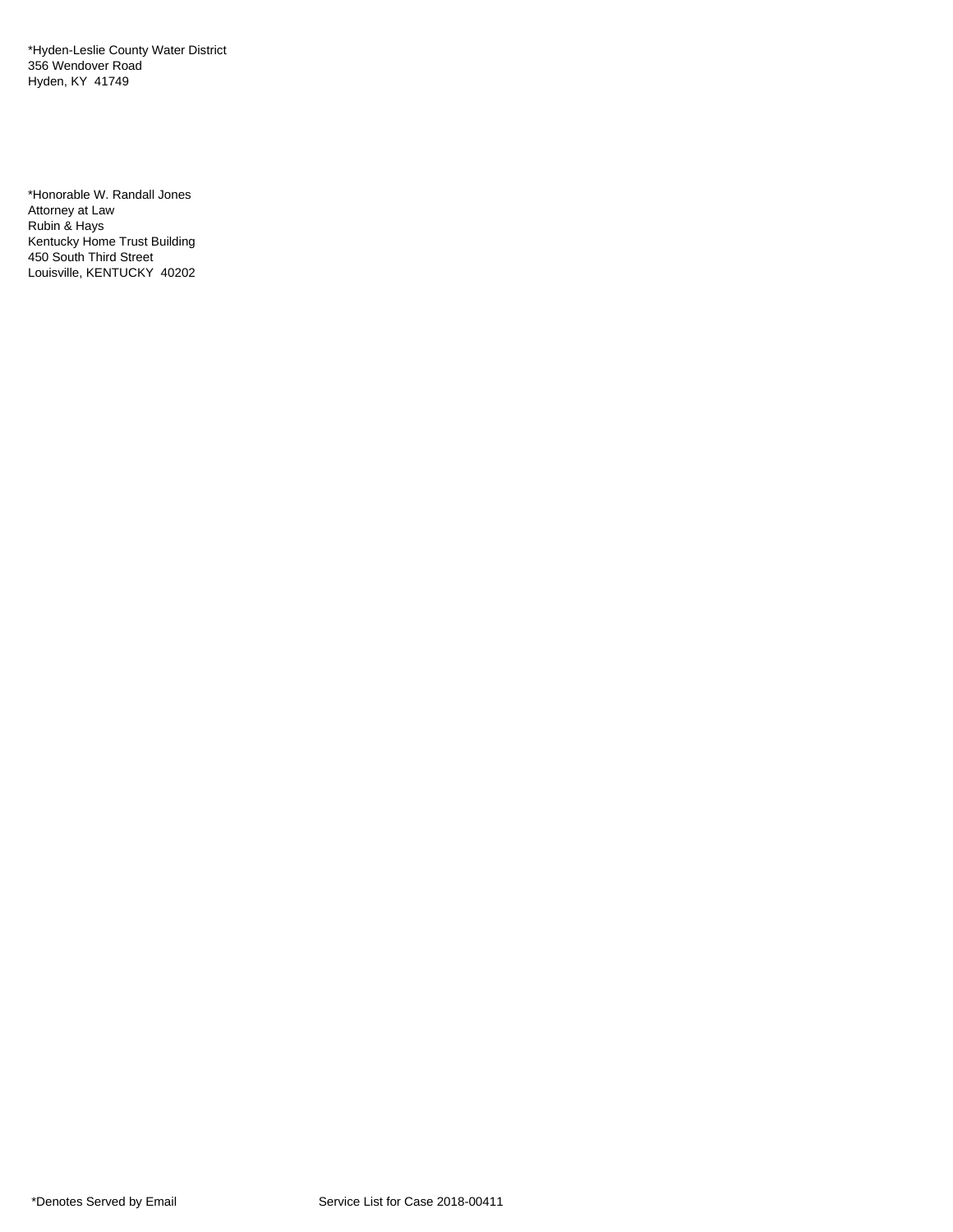*Hyden-Leslie County Water District
356 Wendover Road
Hyden, KY 41749

*Honorable W. Randall Jones
Attorney at Law
Rubin & Hays
Kentucky Home Trust Building
450 South Third Street
Louisville, KENTUCKY 40202

*Denotes Served by Email

Service List for Case 2018-00411